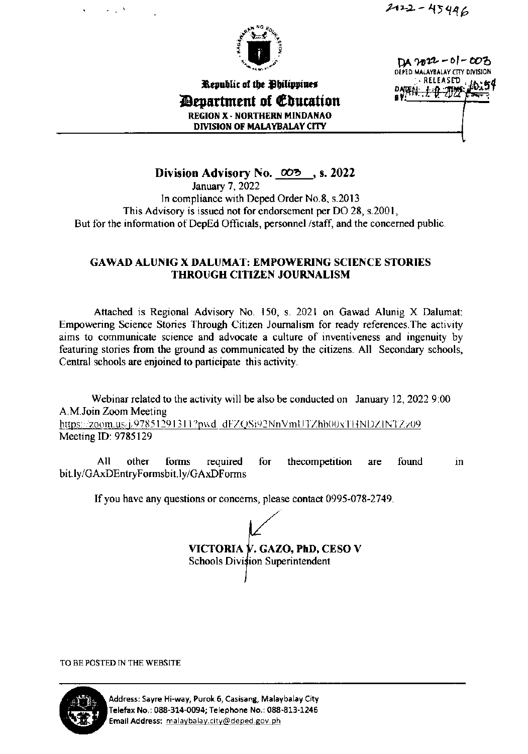2022 - 45446

DA 2022 - 01 - 003
DEPED MALAYBALAY CITY DIVISION
RELEASED
DATE: 1-10-2022 TIME: 10:54
BY:

Republic of the Philippines
# Department of Education
REGION X - NORTHERN MINDANAO
DIVISION OF MALAYBALAY CITY

## Division Advisory No. 003, s. 2022

January 7, 2022
In compliance with Deped Order No.8, s.2013
This Advisory is issued not for endorsement per DO 28, s.2001,
But for the information of DepEd Officials, personnel /staff, and the concerned public.

### GAWAD ALUNIG X DALUMAT: EMPOWERING SCIENCE STORIES THROUGH CITIZEN JOURNALISM

Attached is Regional Advisory No. 150, s. 2021 on Gawad Alunig X Dalumat: Empowering Science Stories Through Citizen Journalism for ready references.The activity aims to communicate science and advocate a culture of inventiveness and ingenuity by featuring stories from the ground as communicated by the citizens. All Secondary schools, Central schools are enjoined to participate this activity.

Webinar related to the activity will be also be conducted on January 12, 2022 9:00 A.M.Join Zoom Meeting
https://zoom.us/j/97851291311?pwd=dFZQSi92NnVmUTZhb00xTHNDZ1NTZz09
Meeting ID: 9785129

All other forms required for thecompetition are found in bit.ly/GAxDEntryFormsbit.ly/GAxDForms

If you have any questions or concerns, please contact 0995-078-2749.

**VICTORIA V. GAZO, PhD, CESO V**
Schools Division Superintendent

TO BE POSTED IN THE WEBSITE

Address: Sayre Hi-way, Purok 6, Casisang, Malaybalay City
Telefax No.: 088-314-0094; Telephone No.: 088-813-1246
Email Address: malaybalay.city@deped.gov.ph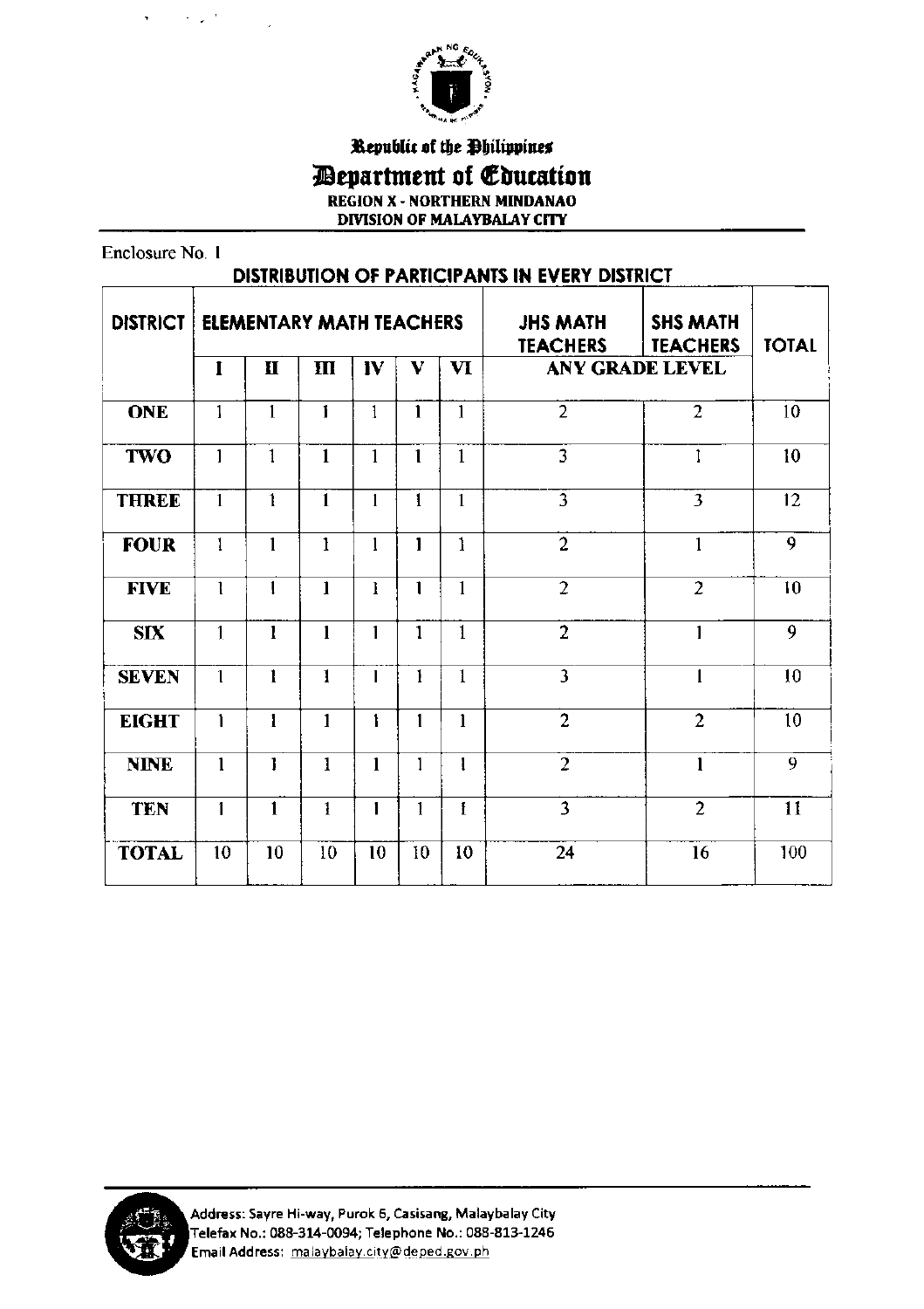Republic of the Philippines

# Department of Education

**REGION X - NORTHERN MINDANAO**

**DIVISION OF MALAYBALAY CITY**

Enclosure No. 1

## DISTRIBUTION OF PARTICIPANTS IN EVERY DISTRICT

| DISTRICT | ELEMENTARY MATH TEACHERS | | | | | | JHS MATH TEACHERS | SHS MATH TEACHERS | TOTAL |
|---|---|---|---|---|---|---|---|---|---|
| | I | II | III | IV | V | VI | ANY GRADE LEVEL | | |
| ONE | 1 | 1 | 1 | 1 | 1 | 1 | 2 | 2 | 10 |
| TWO | 1 | 1 | 1 | 1 | 1 | 1 | 3 | 1 | 10 |
| THREE | 1 | 1 | 1 | 1 | 1 | 1 | 3 | 3 | 12 |
| FOUR | 1 | 1 | 1 | 1 | 1 | 1 | 2 | 1 | 9 |
| FIVE | 1 | 1 | 1 | 1 | 1 | 1 | 2 | 2 | 10 |
| SIX | 1 | 1 | 1 | 1 | 1 | 1 | 2 | 1 | 9 |
| SEVEN | 1 | 1 | 1 | 1 | 1 | 1 | 3 | 1 | 10 |
| EIGHT | 1 | 1 | 1 | 1 | 1 | 1 | 2 | 2 | 10 |
| NINE | 1 | 1 | 1 | 1 | 1 | 1 | 2 | 1 | 9 |
| TEN | 1 | 1 | 1 | 1 | 1 | 1 | 3 | 2 | 11 |
| TOTAL | 10 | 10 | 10 | 10 | 10 | 10 | 24 | 16 | 100 |

Address: Sayre Hi-way, Purok 6, Casisang, Malaybalay City
Telefax No.: 088-314-0094; Telephone No.: 088-813-1246
Email Address: malaybalay.city@deped.gov.ph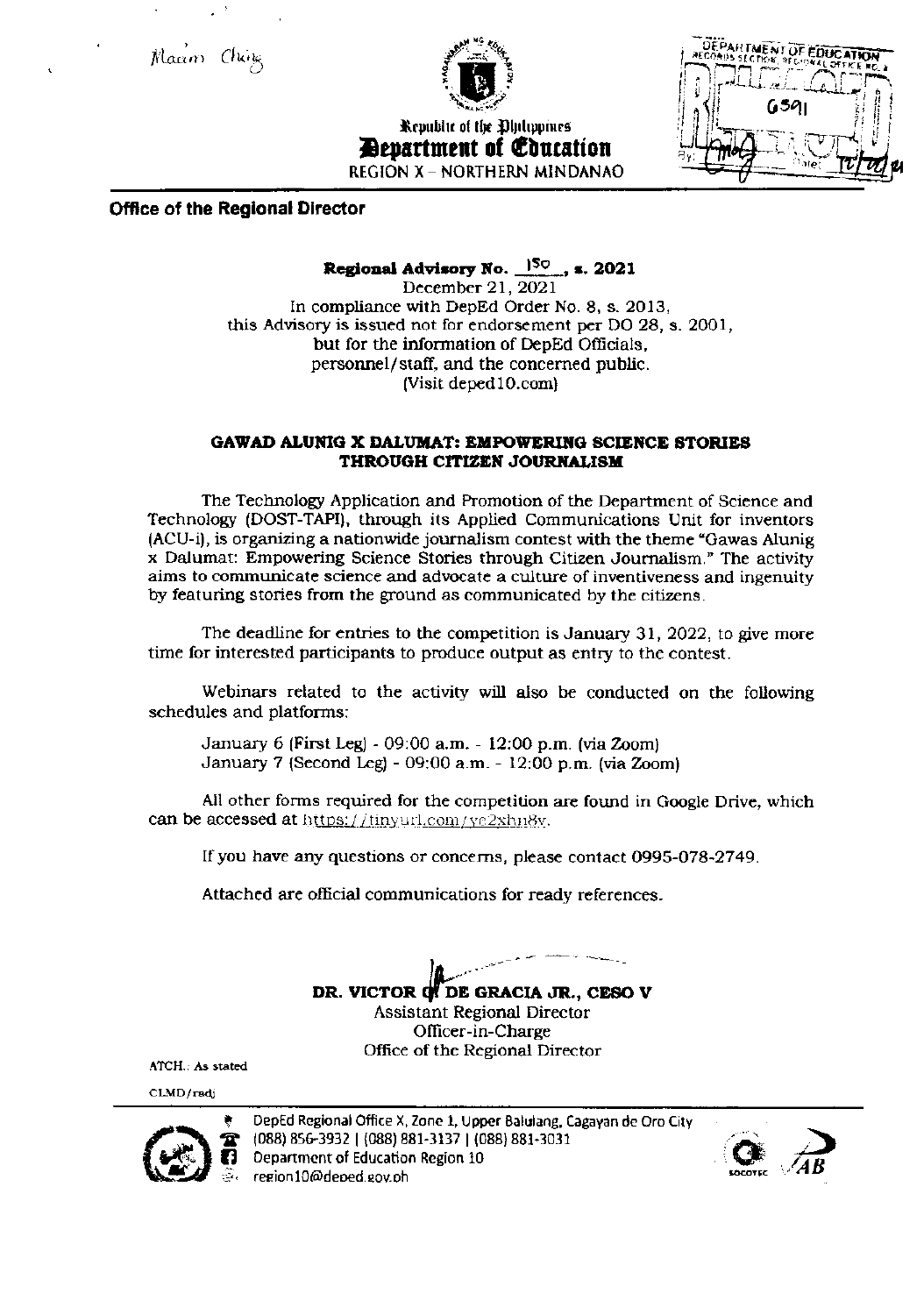Maam Ching

Republic of the Philippines
**Department of Education**
REGION X – NORTHERN MINDANAO

DEPARTMENT OF EDUCATION
RECORDS SECTION, REGIONAL OFFICE NO. X
RELEASED
6591
By: Date: 12/22/21

**Office of the Regional Director**

**Regional Advisory No. 150, s. 2021**
December 21, 2021
In compliance with DepEd Order No. 8, s. 2013,
this Advisory is issued not for endorsement per DO 28, s. 2001,
but for the information of DepEd Officials,
personnel/staff, and the concerned public.
(Visit deped10.com)

## GAWAD ALUNIG X DALUMAT: EMPOWERING SCIENCE STORIES THROUGH CITIZEN JOURNALISM

The Technology Application and Promotion of the Department of Science and Technology (DOST-TAPI), through its Applied Communications Unit for inventors (ACU-i), is organizing a nationwide journalism contest with the theme "Gawas Alunig x Dalumat: Empowering Science Stories through Citizen Journalism." The activity aims to communicate science and advocate a culture of inventiveness and ingenuity by featuring stories from the ground as communicated by the citizens.

The deadline for entries to the competition is January 31, 2022, to give more time for interested participants to produce output as entry to the contest.

Webinars related to the activity will also be conducted on the following schedules and platforms:

January 6 (First Leg) - 09:00 a.m. - 12:00 p.m. (via Zoom)
January 7 (Second Leg) - 09:00 a.m. - 12:00 p.m. (via Zoom)

All other forms required for the competition are found in Google Drive, which can be accessed at https://tinyurl.com/yc2xhn8v.

If you have any questions or concerns, please contact 0995-078-2749.

Attached are official communications for ready references.

**DR. VICTOR G. DE GRACIA JR., CESO V**
Assistant Regional Director
Officer-in-Charge
Office of the Regional Director

ATCH.: As stated

CLMD/radj

DepEd Regional Office X, Zone 1, Upper Balulang, Cagayan de Oro City
(088) 856-3932 | (088) 881-3137 | (088) 881-3031
Department of Education Region 10
region10@deped.gov.ph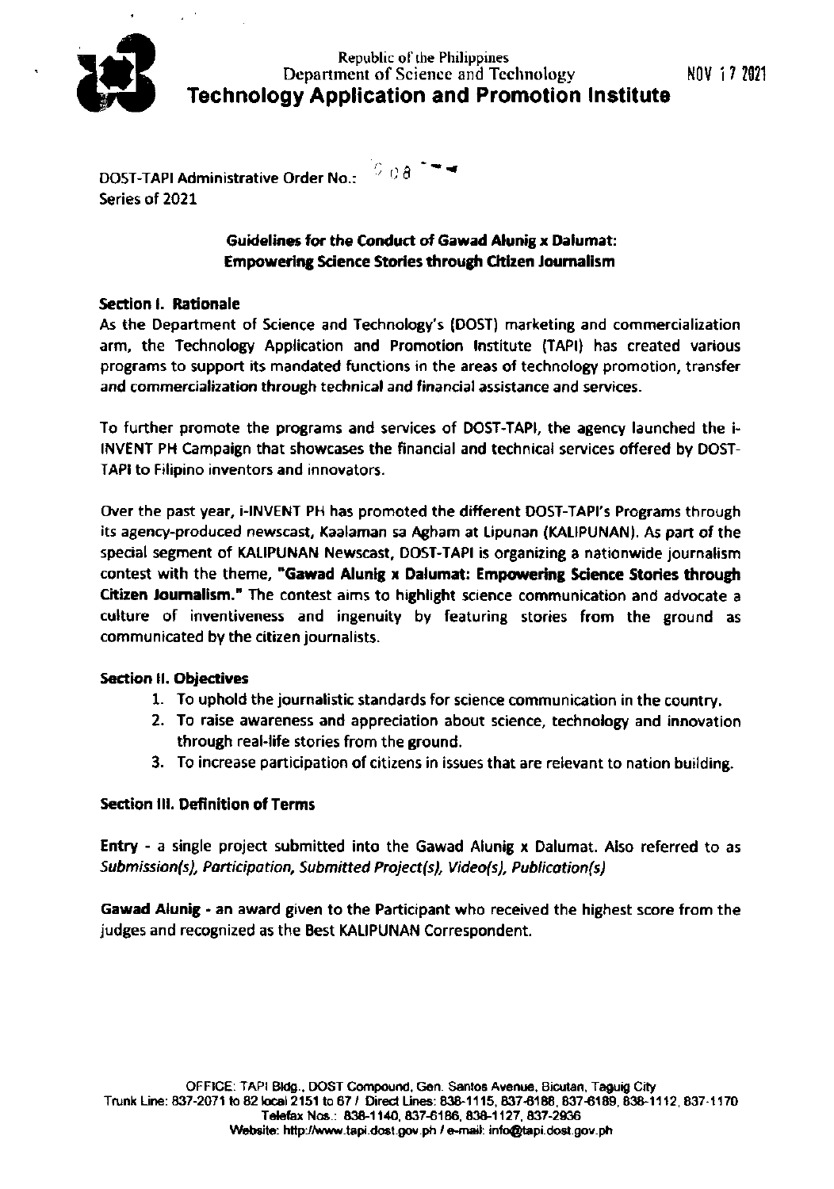Republic of the Philippines
Department of Science and Technology

NOV 17 2021

# Technology Application and Promotion Institute

DOST-TAPI Administrative Order No.: 008
Series of 2021

### Guidelines for the Conduct of Gawad Alunig x Dalumat: Empowering Science Stories through Citizen Journalism

## Section I. Rationale

As the Department of Science and Technology's (DOST) marketing and commercialization arm, the Technology Application and Promotion Institute (TAPI) has created various programs to support its mandated functions in the areas of technology promotion, transfer and commercialization through technical and financial assistance and services.

To further promote the programs and services of DOST-TAPI, the agency launched the i-INVENT PH Campaign that showcases the financial and technical services offered by DOST-TAPI to Filipino inventors and innovators.

Over the past year, i-INVENT PH has promoted the different DOST-TAPI's Programs through its agency-produced newscast, Kaalaman sa Agham at Lipunan (KALIPUNAN). As part of the special segment of KALIPUNAN Newscast, DOST-TAPI is organizing a nationwide journalism contest with the theme, **"Gawad Alunig x Dalumat: Empowering Science Stories through Citizen Journalism."** The contest aims to highlight science communication and advocate a culture of inventiveness and ingenuity by featuring stories from the ground as communicated by the citizen journalists.

## Section II. Objectives

1. To uphold the journalistic standards for science communication in the country.
2. To raise awareness and appreciation about science, technology and innovation through real-life stories from the ground.
3. To increase participation of citizens in issues that are relevant to nation building.

## Section III. Definition of Terms

**Entry** - a single project submitted into the Gawad Alunig x Dalumat. Also referred to as *Submission(s), Participation, Submitted Project(s), Video(s), Publication(s)*

**Gawad Alunig** - an award given to the Participant who received the highest score from the judges and recognized as the Best KALIPUNAN Correspondent.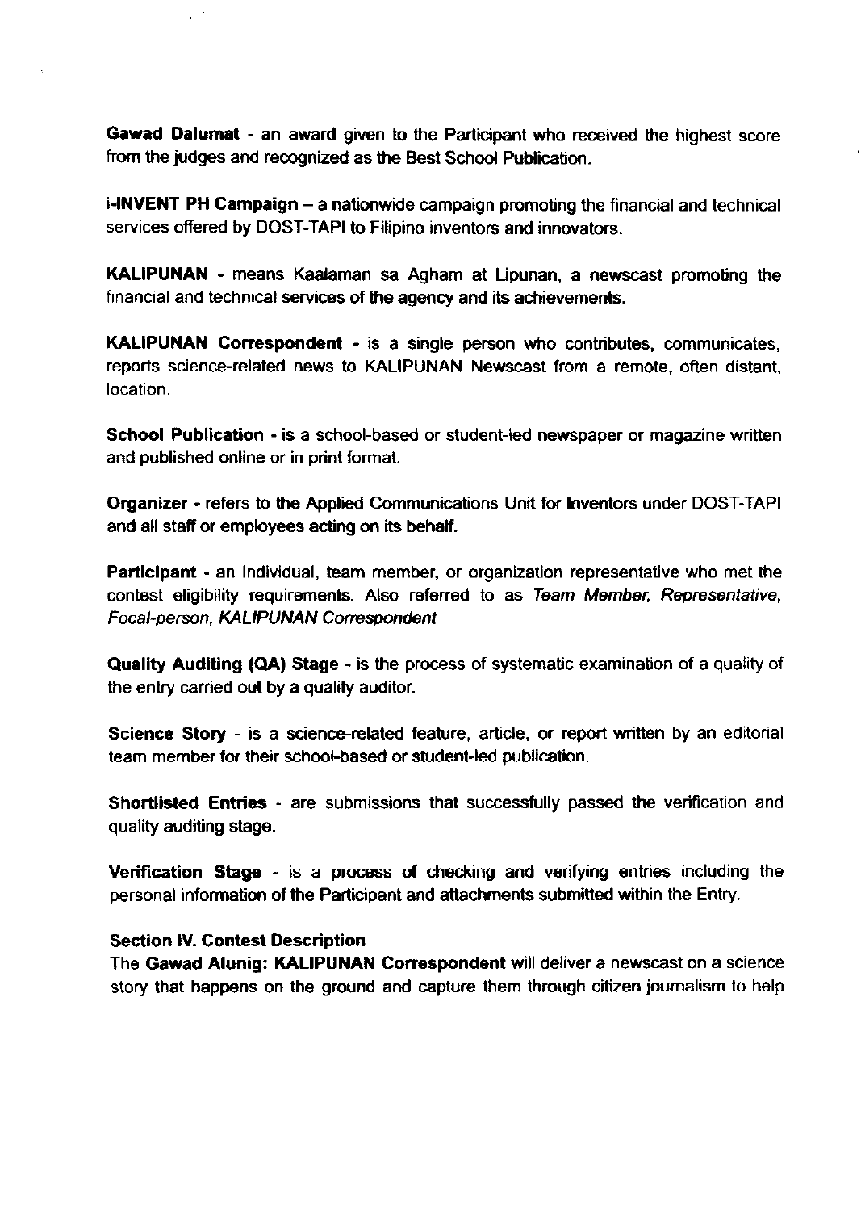**Gawad Dalumat** - an award given to the Participant who received the highest score from the judges and recognized as the Best School Publication.

**i-INVENT PH Campaign** – a nationwide campaign promoting the financial and technical services offered by DOST-TAPI to Filipino inventors and innovators.

**KALIPUNAN** - means Kaalaman sa Agham at Lipunan, a newscast promoting the financial and technical services of the agency and its achievements.

**KALIPUNAN Correspondent** - is a single person who contributes, communicates, reports science-related news to KALIPUNAN Newscast from a remote, often distant, location.

**School Publication** - is a school-based or student-led newspaper or magazine written and published online or in print format.

**Organizer** - refers to the Applied Communications Unit for Inventors under DOST-TAPI and all staff or employees acting on its behalf.

**Participant** - an individual, team member, or organization representative who met the contest eligibility requirements. Also referred to as *Team Member, Representative, Focal-person, KALIPUNAN Correspondent*

**Quality Auditing (QA) Stage** - is the process of systematic examination of a quality of the entry carried out by a quality auditor.

**Science Story** - is a science-related feature, article, or report written by an editorial team member for their school-based or student-led publication.

**Shortlisted Entries** - are submissions that successfully passed the verification and quality auditing stage.

**Verification Stage** - is a process of checking and verifying entries including the personal information of the Participant and attachments submitted within the Entry.

**Section IV. Contest Description**

The **Gawad Alunig: KALIPUNAN Correspondent** will deliver a newscast on a science story that happens on the ground and capture them through citizen journalism to help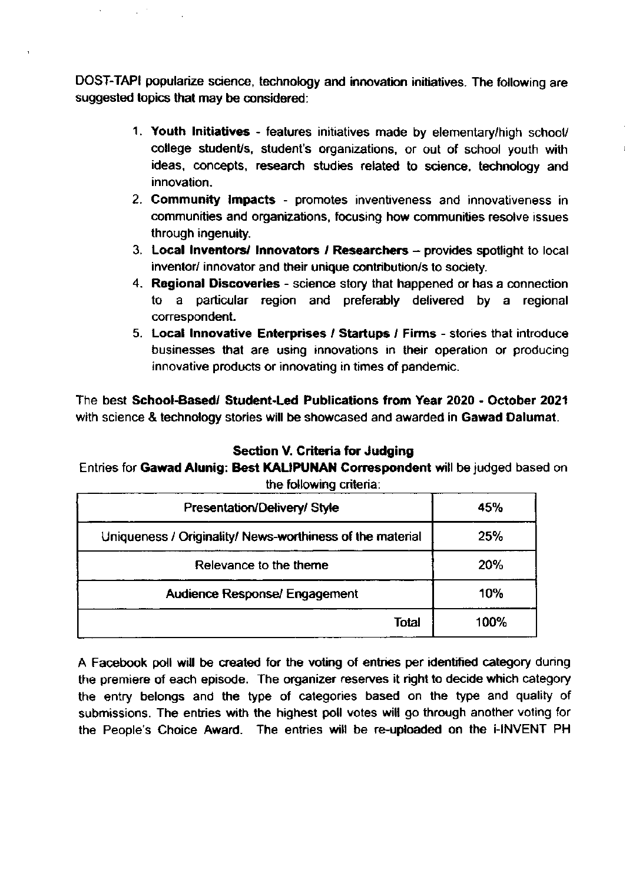DOST-TAPI popularize science, technology and innovation initiatives. The following are suggested topics that may be considered:

1. **Youth Initiatives** - features initiatives made by elementary/high school/ college student/s, student's organizations, or out of school youth with ideas, concepts, research studies related to science, technology and innovation.
2. **Community Impacts** - promotes inventiveness and innovativeness in communities and organizations, focusing how communities resolve issues through ingenuity.
3. **Local Inventors/ Innovators / Researchers** – provides spotlight to local inventor/ innovator and their unique contribution/s to society.
4. **Regional Discoveries** - science story that happened or has a connection to a particular region and preferably delivered by a regional correspondent.
5. **Local Innovative Enterprises / Startups / Firms** - stories that introduce businesses that are using innovations in their operation or producing innovative products or innovating in times of pandemic.

The best **School-Based/ Student-Led Publications from Year 2020 - October 2021** with science & technology stories will be showcased and awarded in **Gawad Dalumat**.

## Section V. Criteria for Judging

Entries for **Gawad Alunig: Best KALIPUNAN Correspondent** will be judged based on the following criteria:

| Criteria | Weight |
|---|---|
| Presentation/Delivery/ Style | 45% |
| Uniqueness / Originality/ News-worthiness of the material | 25% |
| Relevance to the theme | 20% |
| Audience Response/ Engagement | 10% |
| Total | 100% |

A Facebook poll will be created for the voting of entries per identified category during the premiere of each episode. The organizer reserves it right to decide which category the entry belongs and the type of categories based on the type and quality of submissions. The entries with the highest poll votes will go through another voting for the People's Choice Award. The entries will be re-uploaded on the i-INVENT PH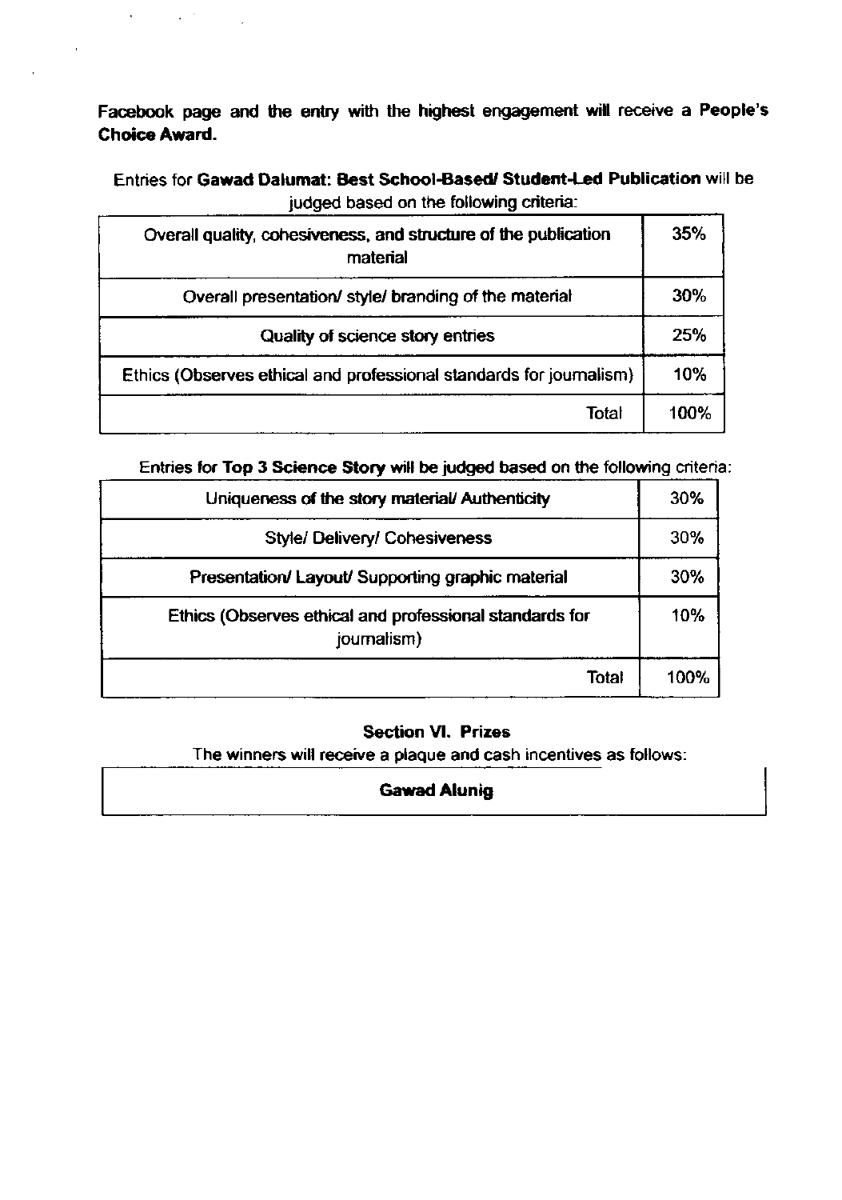**Facebook page and the entry with the highest engagement will receive a People's Choice Award.**

Entries for **Gawad Dalumat: Best School-Based/ Student-Led Publication** will be judged based on the following criteria:

| Criteria | Weight |
|---|---|
| Overall quality, cohesiveness, and structure of the publication material | 35% |
| Overall presentation/ style/ branding of the material | 30% |
| Quality of science story entries | 25% |
| Ethics (Observes ethical and professional standards for journalism) | 10% |
| Total | 100% |

Entries for **Top 3 Science Story** will be judged based on the following criteria:

| Criteria | Weight |
|---|---|
| Uniqueness of the story material/ Authenticity | 30% |
| Style/ Delivery/ Cohesiveness | 30% |
| Presentation/ Layout/ Supporting graphic material | 30% |
| Ethics (Observes ethical and professional standards for journalism) | 10% |
| Total | 100% |

**Section VI. Prizes**

The winners will receive a plaque and cash incentives as follows:

| **Gawad Alunig** |
|---|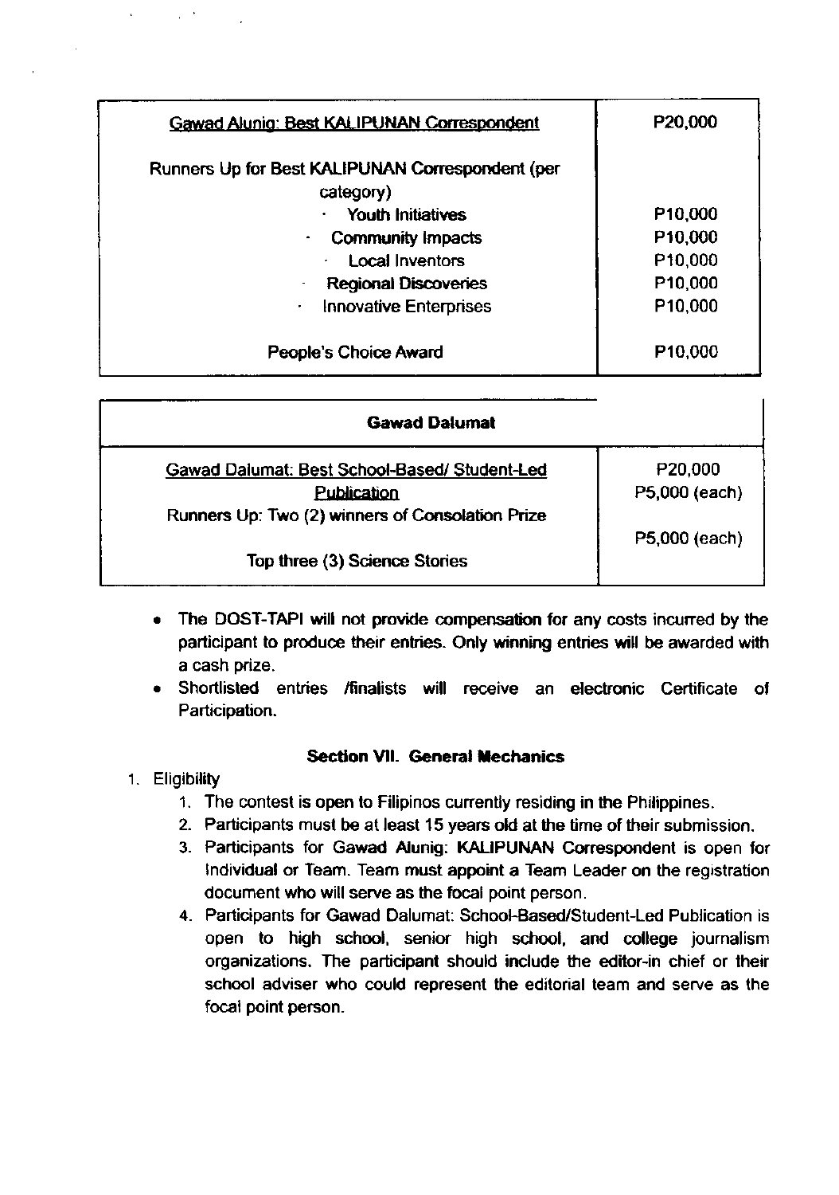| Gawad Alunig: Best KALIPUNAN Correspondent | P20,000 |
|---|---|
| Runners Up for Best KALIPUNAN Correspondent (per category) | |
| · Youth Initiatives | P10,000 |
| · Community Impacts | P10,000 |
| · Local Inventors | P10,000 |
| · Regional Discoveries | P10,000 |
| · Innovative Enterprises | P10,000 |
| People's Choice Award | P10,000 |

| Gawad Dalumat | |
|---|---|
| Gawad Dalumat: Best School-Based/ Student-Led Publication | P20,000 |
| Runners Up: Two (2) winners of Consolation Prize | P5,000 (each) |
| Top three (3) Science Stories | P5,000 (each) |

- The DOST-TAPI will not provide compensation for any costs incurred by the participant to produce their entries. Only winning entries will be awarded with a cash prize.
- Shortlisted entries /finalists will receive an electronic Certificate of Participation.

**Section VII. General Mechanics**

1. Eligibility
    1. The contest is open to Filipinos currently residing in the Philippines.
    2. Participants must be at least 15 years old at the time of their submission.
    3. Participants for Gawad Alunig: KALIPUNAN Correspondent is open for Individual or Team. Team must appoint a Team Leader on the registration document who will serve as the focal point person.
    4. Participants for Gawad Dalumat: School-Based/Student-Led Publication is open to high school, senior high school, and college journalism organizations. The participant should include the editor-in chief or their school adviser who could represent the editorial team and serve as the focal point person.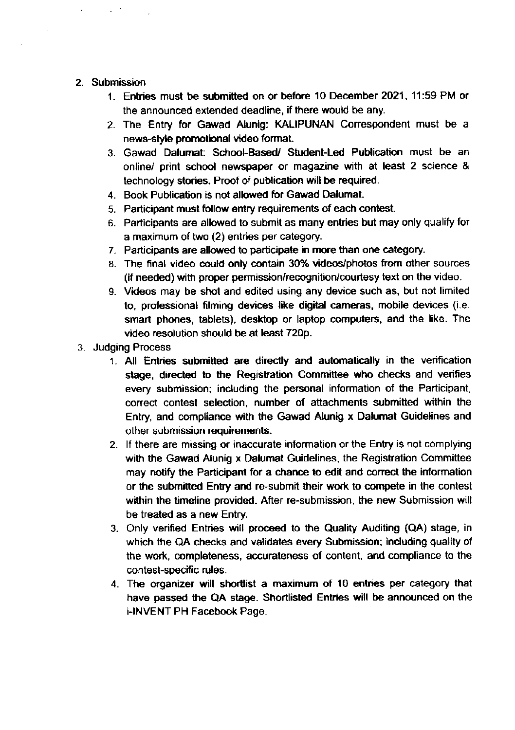2. Submission
    1. Entries must be submitted on or before 10 December 2021, 11:59 PM or the announced extended deadline, if there would be any.
    2. The Entry for Gawad Alunig: KALIPUNAN Correspondent must be a news-style promotional video format.
    3. Gawad Dalumat: School-Based/ Student-Led Publication must be an online/ print school newspaper or magazine with at least 2 science & technology stories. Proof of publication will be required.
    4. Book Publication is not allowed for Gawad Dalumat.
    5. Participant must follow entry requirements of each contest.
    6. Participants are allowed to submit as many entries but may only qualify for a maximum of two (2) entries per category.
    7. Participants are allowed to participate in more than one category.
    8. The final video could only contain 30% videos/photos from other sources (if needed) with proper permission/recognition/courtesy text on the video.
    9. Videos may be shot and edited using any device such as, but not limited to, professional filming devices like digital cameras, mobile devices (i.e. smart phones, tablets), desktop or laptop computers, and the like. The video resolution should be at least 720p.
3. Judging Process
    1. All Entries submitted are directly and automatically in the verification stage, directed to the Registration Committee who checks and verifies every submission; including the personal information of the Participant, correct contest selection, number of attachments submitted within the Entry, and compliance with the Gawad Alunig x Dalumat Guidelines and other submission requirements.
    2. If there are missing or inaccurate information or the Entry is not complying with the Gawad Alunig x Dalumat Guidelines, the Registration Committee may notify the Participant for a chance to edit and correct the information or the submitted Entry and re-submit their work to compete in the contest within the timeline provided. After re-submission, the new Submission will be treated as a new Entry.
    3. Only verified Entries will proceed to the Quality Auditing (QA) stage, in which the QA checks and validates every Submission; including quality of the work, completeness, accurateness of content, and compliance to the contest-specific rules.
    4. The organizer will shortlist a maximum of 10 entries per category that have passed the QA stage. Shortlisted Entries will be announced on the i-INVENT PH Facebook Page.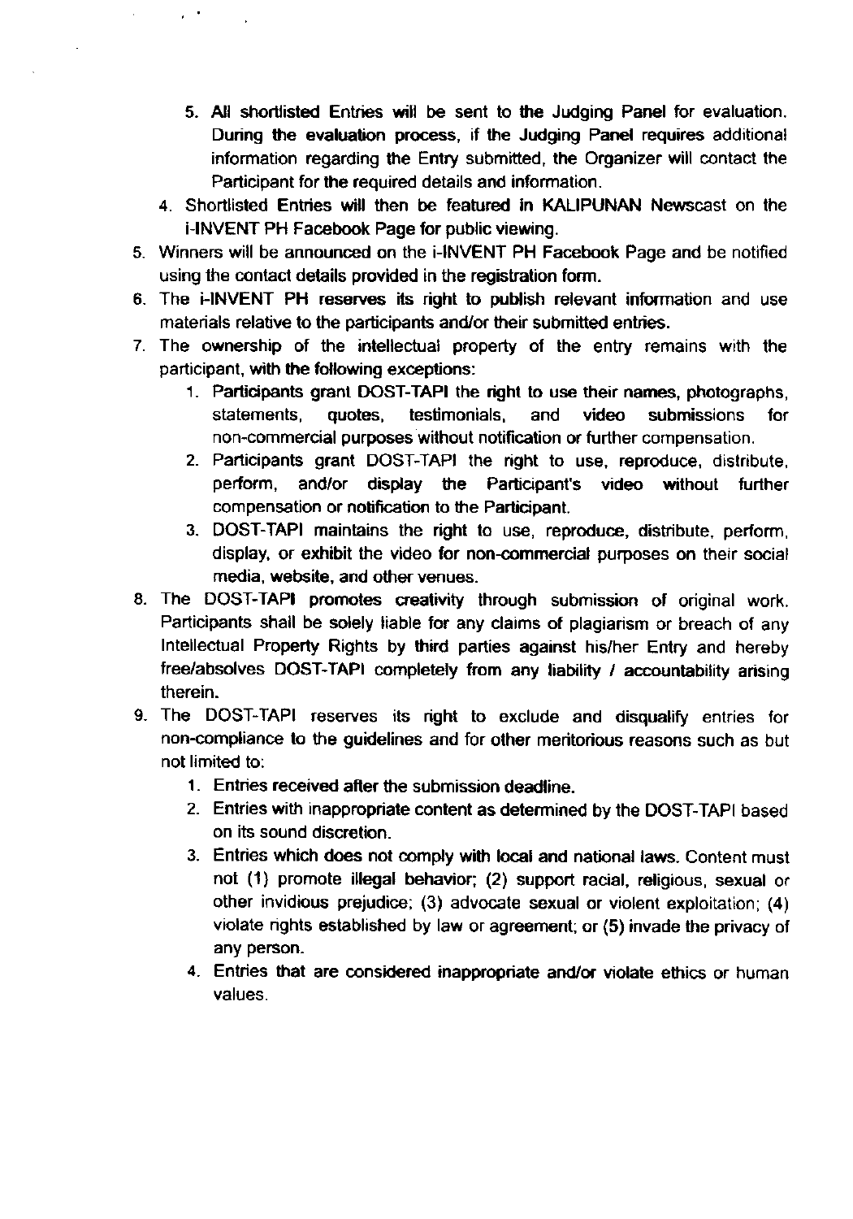5. All shortlisted Entries will be sent to the Judging Panel for evaluation. During the evaluation process, if the Judging Panel requires additional information regarding the Entry submitted, the Organizer will contact the Participant for the required details and information.

4. Shortlisted Entries will then be featured in KALIPUNAN Newscast on the i-INVENT PH Facebook Page for public viewing.

5. Winners will be announced on the i-INVENT PH Facebook Page and be notified using the contact details provided in the registration form.
6. The i-INVENT PH reserves its right to publish relevant information and use materials relative to the participants and/or their submitted entries.
7. The ownership of the intellectual property of the entry remains with the participant, with the following exceptions:
    1. Participants grant DOST-TAPI the right to use their names, photographs, statements, quotes, testimonials, and video submissions for non-commercial purposes without notification or further compensation.
    2. Participants grant DOST-TAPI the right to use, reproduce, distribute, perform, and/or display the Participant's video without further compensation or notification to the Participant.
    3. DOST-TAPI maintains the right to use, reproduce, distribute, perform, display, or exhibit the video for non-commercial purposes on their social media, website, and other venues.
8. The DOST-TAPI promotes creativity through submission of original work. Participants shall be solely liable for any claims of plagiarism or breach of any Intellectual Property Rights by third parties against his/her Entry and hereby free/absolves DOST-TAPI completely from any liability / accountability arising therein.
9. The DOST-TAPI reserves its right to exclude and disqualify entries for non-compliance to the guidelines and for other meritorious reasons such as but not limited to:
    1. Entries received after the submission deadline.
    2. Entries with inappropriate content as determined by the DOST-TAPI based on its sound discretion.
    3. Entries which does not comply with local and national laws. Content must not (1) promote illegal behavior; (2) support racial, religious, sexual or other invidious prejudice; (3) advocate sexual or violent exploitation; (4) violate rights established by law or agreement; or (5) invade the privacy of any person.
    4. Entries that are considered inappropriate and/or violate ethics or human values.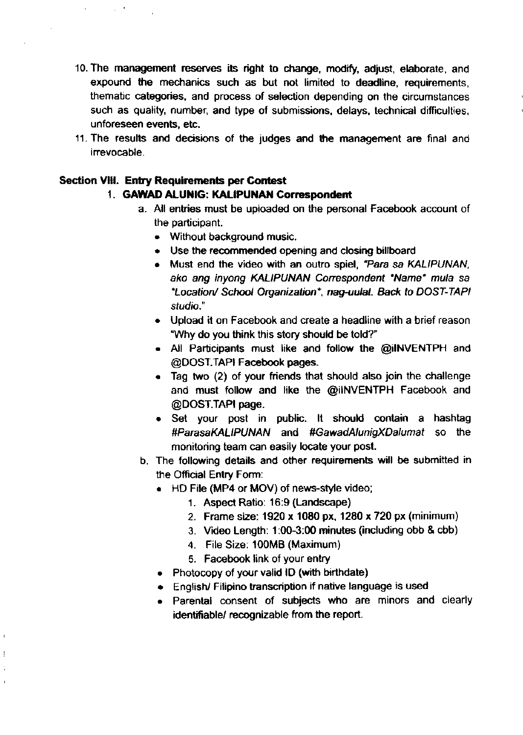10. The management reserves its right to change, modify, adjust, elaborate, and expound the mechanics such as but not limited to deadline, requirements, thematic categories, and process of selection depending on the circumstances such as quality, number, and type of submissions, delays, technical difficulties, unforeseen events, etc.
11. The results and decisions of the judges and the management are final and irrevocable.

**Section VIII. Entry Requirements per Contest**

1. **GAWAD ALUNIG: KALIPUNAN Correspondent**
   a. All entries must be uploaded on the personal Facebook account of the participant.
      - Without background music.
      - Use the recommended opening and closing billboard
      - Must end the video with an outro spiel, *"Para sa KALIPUNAN, ako ang inyong KALIPUNAN Correspondent *Name* mula sa *Location/ School Organization*, nag-uulat. Back to DOST-TAPI studio."*
      - Upload it on Facebook and create a headline with a brief reason "Why do you think this story should be told?"
      - All Participants must like and follow the @iINVENTPH and @DOST.TAPI Facebook pages.
      - Tag two (2) of your friends that should also join the challenge and must follow and like the @iINVENTPH Facebook and @DOST.TAPI page.
      - Set your post in public. It should contain a hashtag *#ParasaKALIPUNAN* and *#GawadAlunigXDalumat* so the monitoring team can easily locate your post.

   b. The following details and other requirements will be submitted in the Official Entry Form:
      - HD File (MP4 or MOV) of news-style video;
        1. Aspect Ratio: 16:9 (Landscape)
        2. Frame size: 1920 x 1080 px, 1280 x 720 px (minimum)
        3. Video Length: 1:00-3:00 minutes (including obb & cbb)
        4. File Size: 100MB (Maximum)
        5. Facebook link of your entry
      - Photocopy of your valid ID (with birthdate)
      - English/ Filipino transcription if native language is used
      - Parental consent of subjects who are minors and clearly identifiable/ recognizable from the report.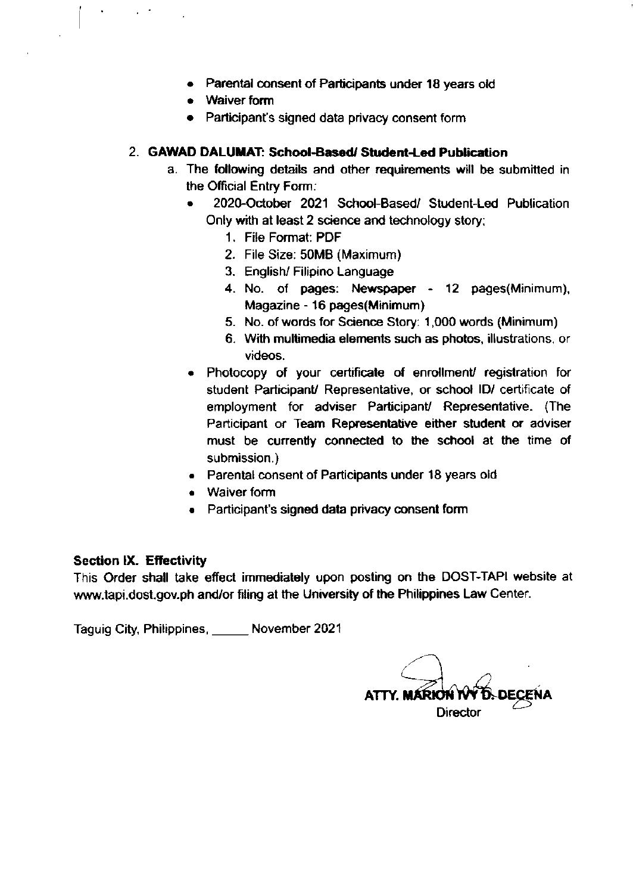- Parental consent of Participants under 18 years old
- Waiver form
- Participant's signed data privacy consent form

2. **GAWAD DALUMAT: School-Based/ Student-Led Publication**
   a. The following details and other requirements will be submitted in the Official Entry Form:
      - 2020-October 2021 School-Based/ Student-Led Publication Only with at least 2 science and technology story;
        1. File Format: PDF
        2. File Size: 50MB (Maximum)
        3. English/ Filipino Language
        4. No. of pages: Newspaper - 12 pages(Minimum), Magazine - 16 pages(Minimum)
        5. No. of words for Science Story: 1,000 words (Minimum)
        6. With multimedia elements such as photos, illustrations, or videos.
      - Photocopy of your certificate of enrollment/ registration for student Participant/ Representative, or school ID/ certificate of employment for adviser Participant/ Representative. (The Participant or Team Representative either student or adviser must be currently connected to the school at the time of submission.)
      - Parental consent of Participants under 18 years old
      - Waiver form
      - Participant's signed data privacy consent form

**Section IX. Effectivity**

This Order shall take effect immediately upon posting on the DOST-TAPI website at www.tapi.dost.gov.ph and/or filing at the University of the Philippines Law Center.

Taguig City, Philippines, _____ November 2021

**ATTY. MARION IVY D. DECENA**
Director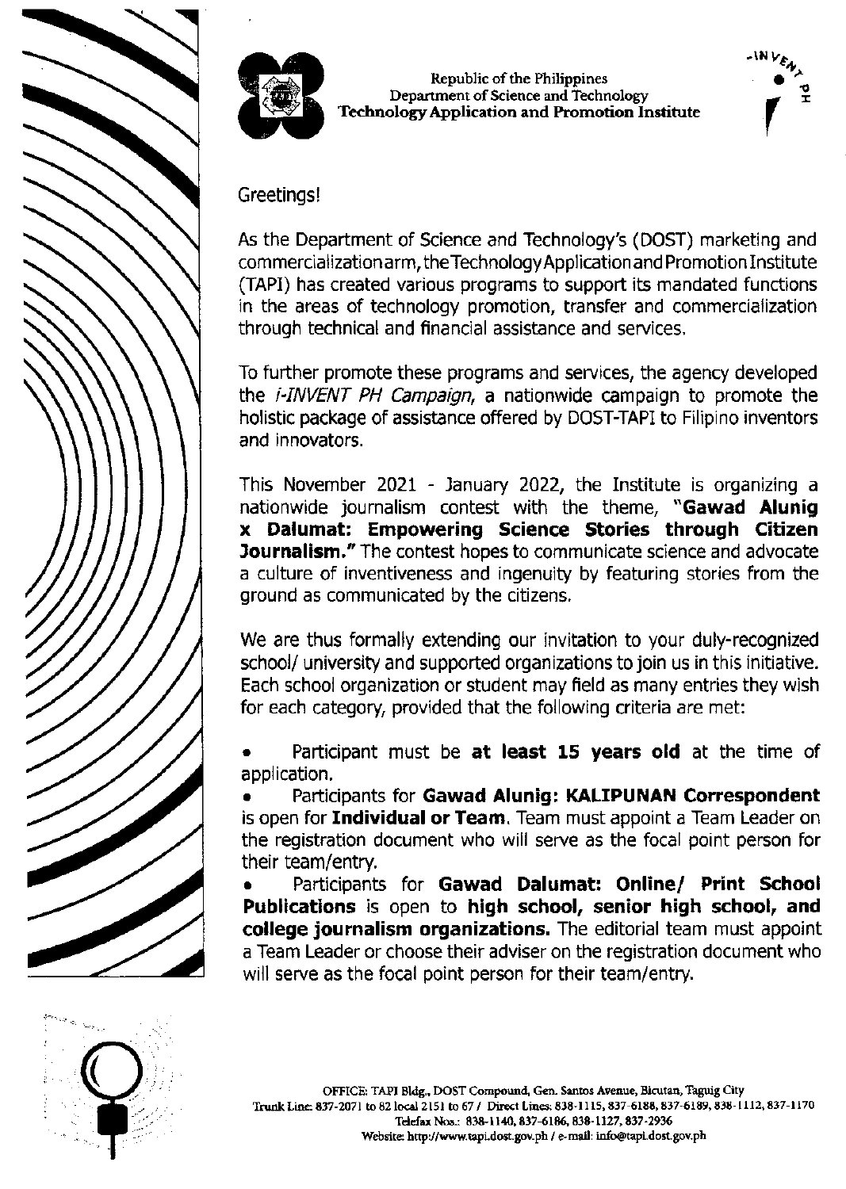Republic of the Philippines
Department of Science and Technology
**Technology Application and Promotion Institute**

Greetings!

As the Department of Science and Technology's (DOST) marketing and commercialization arm, the Technology Application and Promotion Institute (TAPI) has created various programs to support its mandated functions in the areas of technology promotion, transfer and commercialization through technical and financial assistance and services.

To further promote these programs and services, the agency developed the *i-INVENT PH Campaign*, a nationwide campaign to promote the holistic package of assistance offered by DOST-TAPI to Filipino inventors and innovators.

This November 2021 - January 2022, the Institute is organizing a nationwide journalism contest with the theme, **"Gawad Alunig x Dalumat: Empowering Science Stories through Citizen Journalism."** The contest hopes to communicate science and advocate a culture of inventiveness and ingenuity by featuring stories from the ground as communicated by the citizens.

We are thus formally extending our invitation to your duly-recognized school/ university and supported organizations to join us in this initiative. Each school organization or student may field as many entries they wish for each category, provided that the following criteria are met:

- Participant must be **at least 15 years old** at the time of application.
- Participants for **Gawad Alunig: KALIPUNAN Correspondent** is open for **Individual or Team**. Team must appoint a Team Leader on the registration document who will serve as the focal point person for their team/entry.
- Participants for **Gawad Dalumat: Online/ Print School Publications** is open to **high school, senior high school, and college journalism organizations.** The editorial team must appoint a Team Leader or choose their adviser on the registration document who will serve as the focal point person for their team/entry.

OFFICE: TAPI Bldg., DOST Compound, Gen. Santos Avenue, Bicutan, Taguig City
Trunk Line: 837-2071 to 82 local 2151 to 67 / Direct Lines: 838-1115, 837-6188, 837-6189, 838-1112, 837-1170
Telefax Nos.: 838-1140, 837-6186, 838-1127, 837-2936
Website: http://www.tapi.dost.gov.ph / e-mail: info@tapi.dost.gov.ph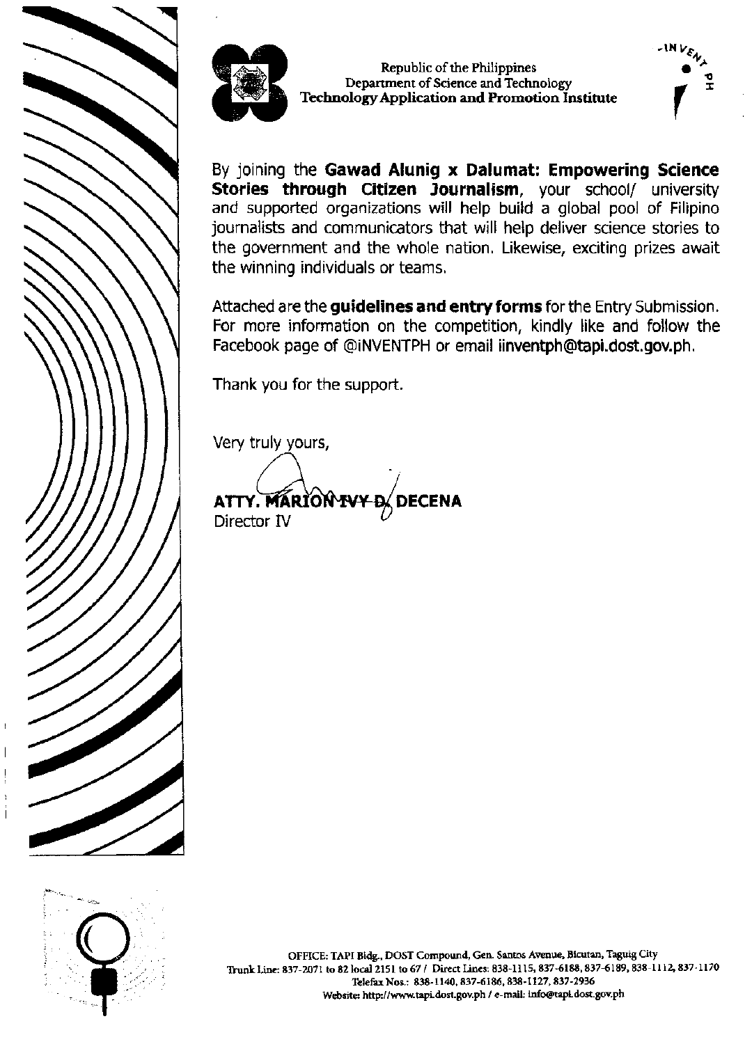Republic of the Philippines
Department of Science and Technology
**Technology Application and Promotion Institute**

By joining the **Gawad Alunig x Dalumat: Empowering Science Stories through Citizen Journalism**, your school/ university and supported organizations will help build a global pool of Filipino journalists and communicators that will help deliver science stories to the government and the whole nation. Likewise, exciting prizes await the winning individuals or teams.

Attached are the **guidelines and entry forms** for the Entry Submission. For more information on the competition, kindly like and follow the Facebook page of @iNVENTPH or email **iinventph@tapi.dost.gov.ph**.

Thank you for the support.

Very truly yours,

**ATTY. MARION IVY D. DECENA**
Director IV

OFFICE: TAPI Bldg., DOST Compound, Gen. Santos Avenue, Bicutan, Taguig City
Trunk Line: 837-2071 to 82 local 2151 to 67 / Direct Lines: 838-1115, 837-6188, 837-6189, 838-1112, 837-1170
Telefax Nos.: 838-1140, 837-6186, 838-1127, 837-2936
Website: http://www.tapi.dost.gov.ph / e-mail: info@tapi.dost.gov.ph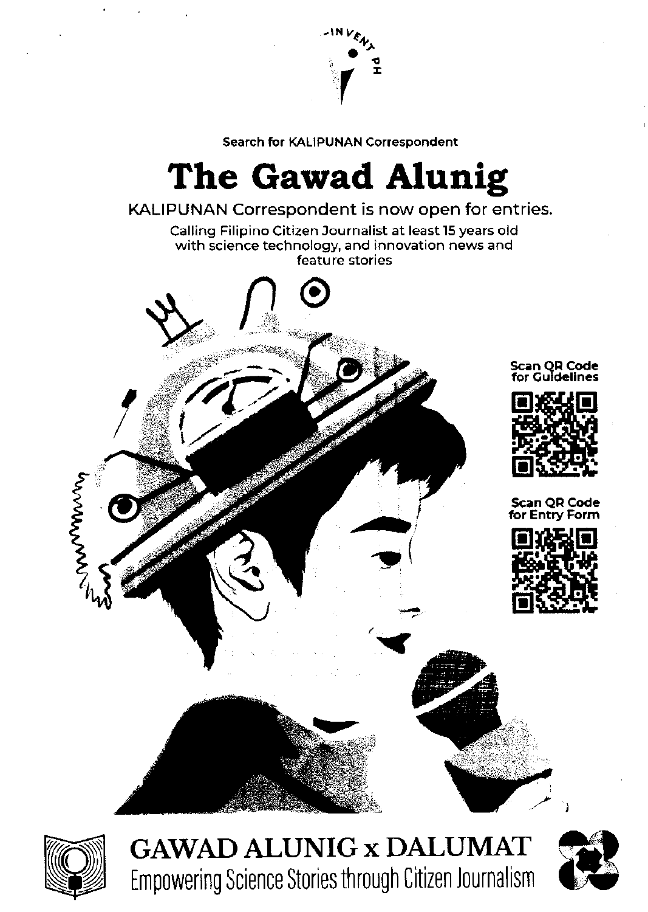INVENT PH

Search for KALIPUNAN Correspondent

# The Gawad Alunig

KALIPUNAN Correspondent is now open for entries.

Calling Filipino Citizen Journalist at least 15 years old with science technology, and innovation news and feature stories

Scan QR Code for Guidelines

Scan QR Code for Entry Form

## GAWAD ALUNIG x DALUMAT

Empowering Science Stories through Citizen Journalism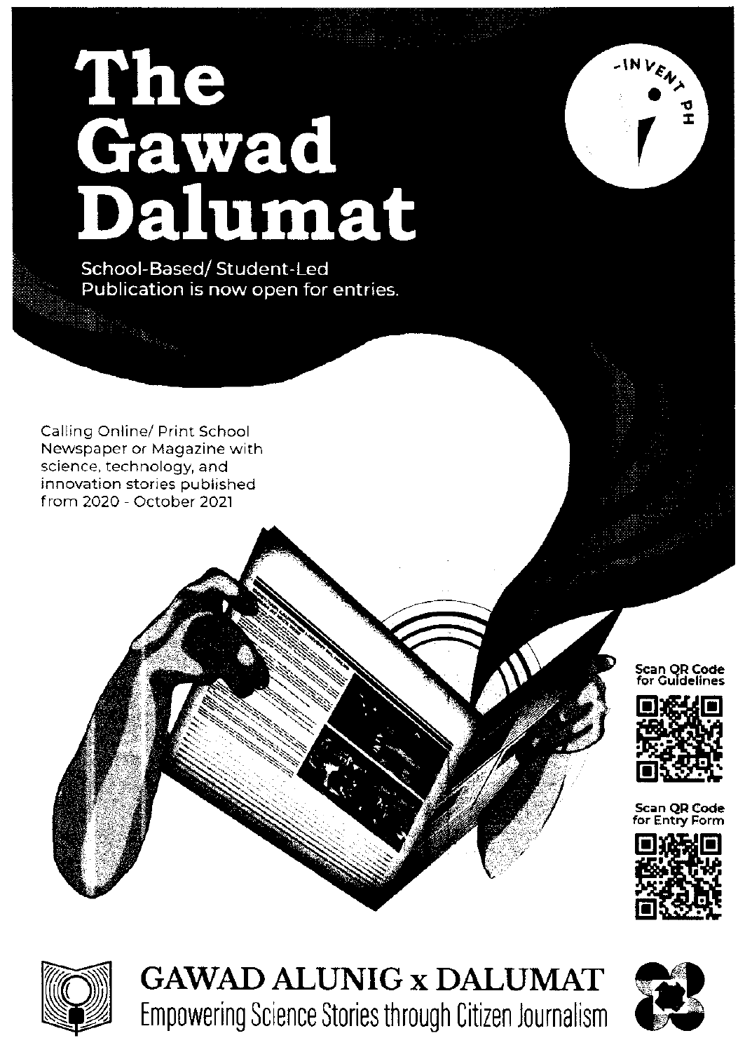# The Gawad Dalumat

School-Based/ Student-Led Publication is now open for entries.

INVENT PH

Calling Online/ Print School Newspaper or Magazine with science, technology, and innovation stories published from 2020 - October 2021

Scan QR Code for Guidelines

Scan QR Code for Entry Form

## GAWAD ALUNIG x DALUMAT

Empowering Science Stories through Citizen Journalism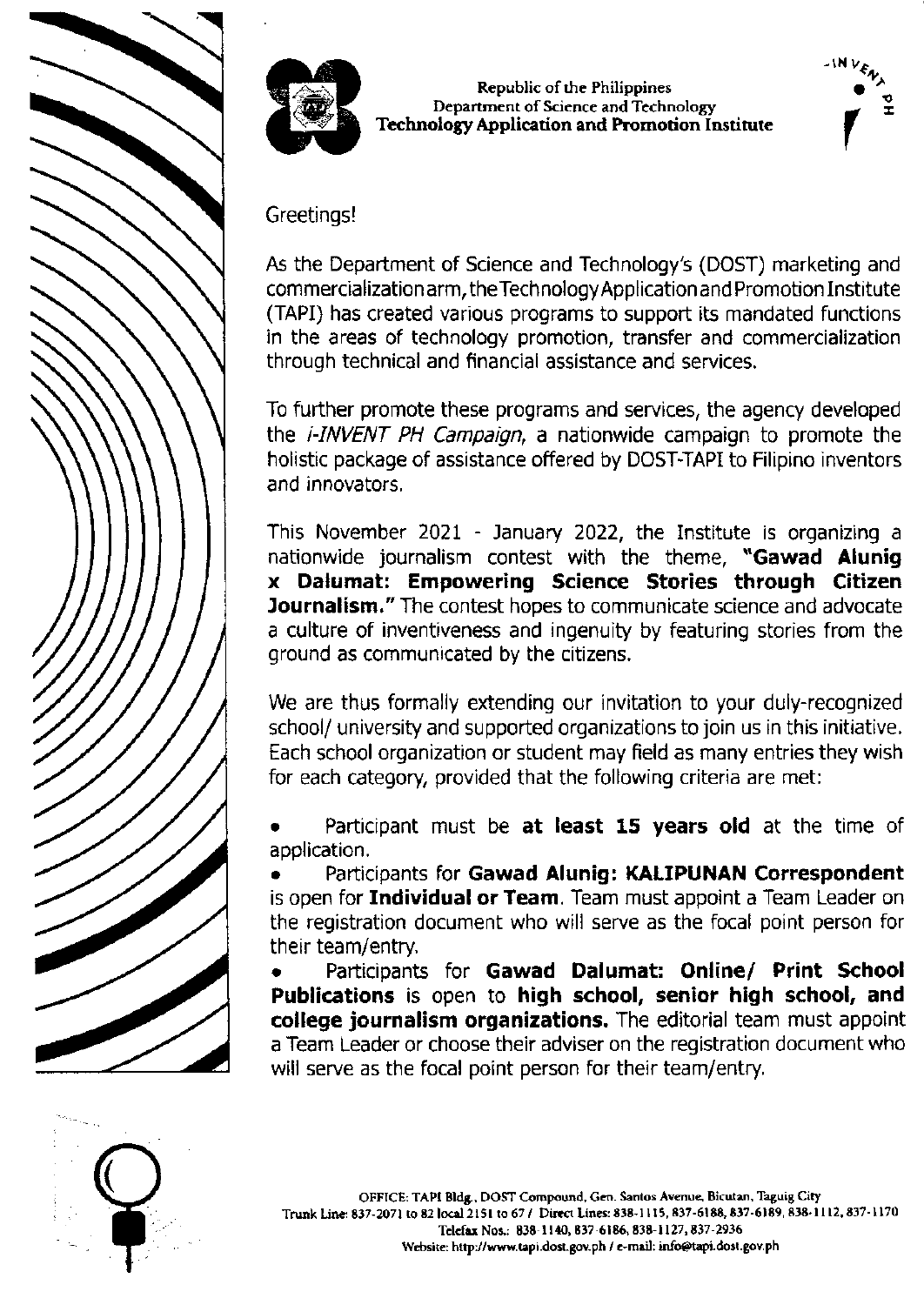Republic of the Philippines
Department of Science and Technology
**Technology Application and Promotion Institute**

Greetings!

As the Department of Science and Technology's (DOST) marketing and commercialization arm, the Technology Application and Promotion Institute (TAPI) has created various programs to support its mandated functions in the areas of technology promotion, transfer and commercialization through technical and financial assistance and services.

To further promote these programs and services, the agency developed the *i-INVENT PH Campaign*, a nationwide campaign to promote the holistic package of assistance offered by DOST-TAPI to Filipino inventors and innovators.

This November 2021 - January 2022, the Institute is organizing a nationwide journalism contest with the theme, **"Gawad Alunig x Dalumat: Empowering Science Stories through Citizen Journalism."** The contest hopes to communicate science and advocate a culture of inventiveness and ingenuity by featuring stories from the ground as communicated by the citizens.

We are thus formally extending our invitation to your duly-recognized school/ university and supported organizations to join us in this initiative. Each school organization or student may field as many entries they wish for each category, provided that the following criteria are met:

- Participant must be **at least 15 years old** at the time of application.
- Participants for **Gawad Alunig: KALIPUNAN Correspondent** is open for **Individual or Team**. Team must appoint a Team Leader on the registration document who will serve as the focal point person for their team/entry.
- Participants for **Gawad Dalumat: Online/ Print School Publications** is open to **high school, senior high school, and college journalism organizations.** The editorial team must appoint a Team Leader or choose their adviser on the registration document who will serve as the focal point person for their team/entry.

OFFICE: TAPI Bldg., DOST Compound, Gen. Santos Avenue, Bicutan, Taguig City
Trunk Line: 837-2071 to 82 local 2151 to 67 / Direct Lines: 838-1115, 837-6188, 837-6189, 838-1112, 837-1170
Telefax Nos.: 838-1140, 837-6186, 838-1127, 837-2936
Website: http://www.tapi.dost.gov.ph / e-mail: info@tapi.dost.gov.ph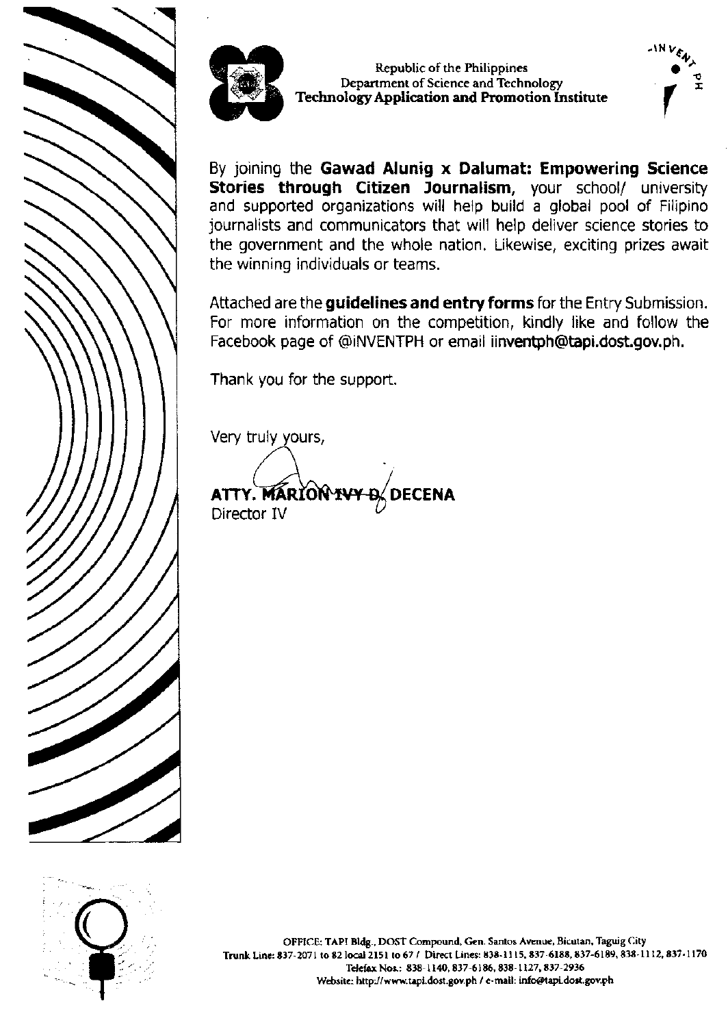Republic of the Philippines
Department of Science and Technology
**Technology Application and Promotion Institute**

By joining the **Gawad Alunig x Dalumat: Empowering Science Stories through Citizen Journalism**, your school/ university and supported organizations will help build a global pool of Filipino journalists and communicators that will help deliver science stories to the government and the whole nation. Likewise, exciting prizes await the winning individuals or teams.

Attached are the **guidelines and entry forms** for the Entry Submission. For more information on the competition, kindly like and follow the Facebook page of @iNVENTPH or email iinventph@tapi.dost.gov.ph.

Thank you for the support.

Very truly yours,

**ATTY. MARION IVY D. DECENA**
Director IV

OFFICE: TAPI Bldg., DOST Compound, Gen. Santos Avenue, Bicutan, Taguig City
Trunk Line: 837-2071 to 82 local 2151 to 67 / Direct Lines: 838-1115, 837-6188, 837-6189, 838-1112, 837-1170
Telefax Nos.: 838-1140, 837-6186, 838-1127, 837-2936
Website: http://www.tapi.dost.gov.ph / e-mail: info@tapi.dost.gov.ph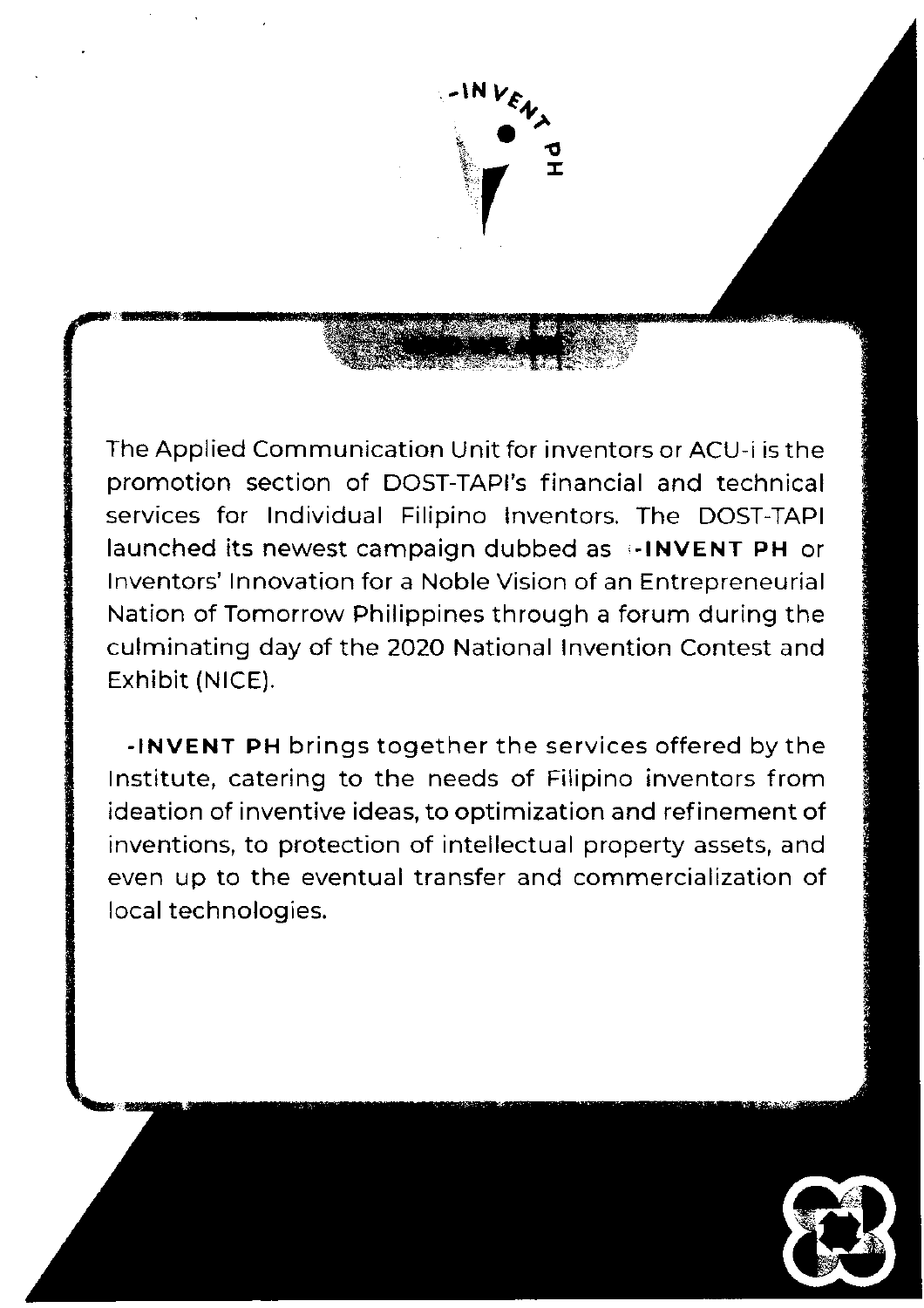The Applied Communication Unit for inventors or ACU-i is the promotion section of DOST-TAPI's financial and technical services for Individual Filipino Inventors. The DOST-TAPI launched its newest campaign dubbed as **i-INVENT PH** or Inventors' Innovation for a Noble Vision of an Entrepreneurial Nation of Tomorrow Philippines through a forum during the culminating day of the 2020 National Invention Contest and Exhibit (NICE).

**i-INVENT PH** brings together the services offered by the Institute, catering to the needs of Filipino inventors from ideation of inventive ideas, to optimization and refinement of inventions, to protection of intellectual property assets, and even up to the eventual transfer and commercialization of local technologies.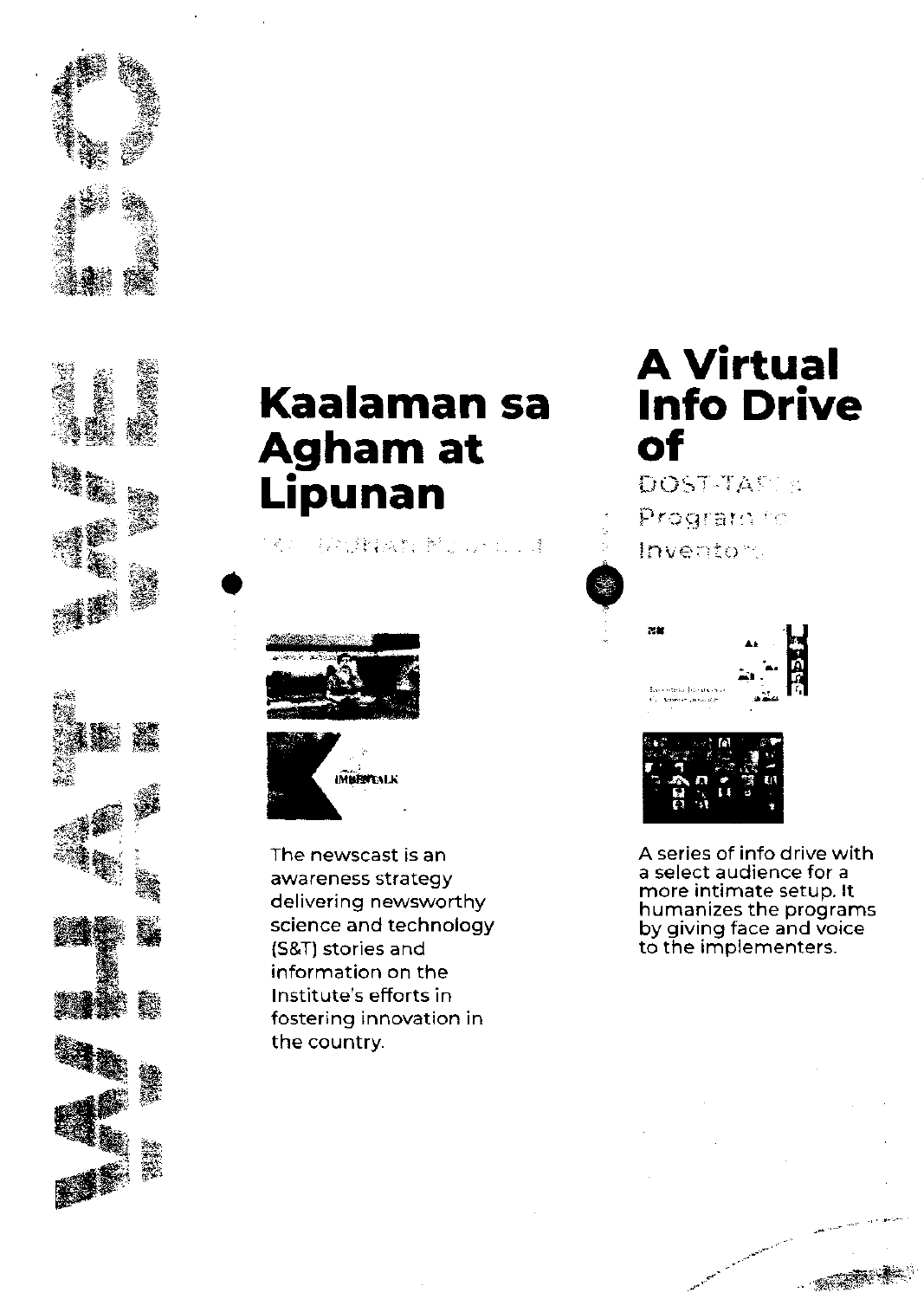# WHAT WE DO

## Kaalaman sa Agham at Lipunan

The newscast is an awareness strategy delivering newsworthy science and technology (S&T) stories and information on the Institute's efforts in fostering innovation in the country.

## A Virtual Info Drive of

DOST-TAPI's Program for Inventors

A series of info drive with a select audience for a more intimate setup. It humanizes the programs by giving face and voice to the implementers.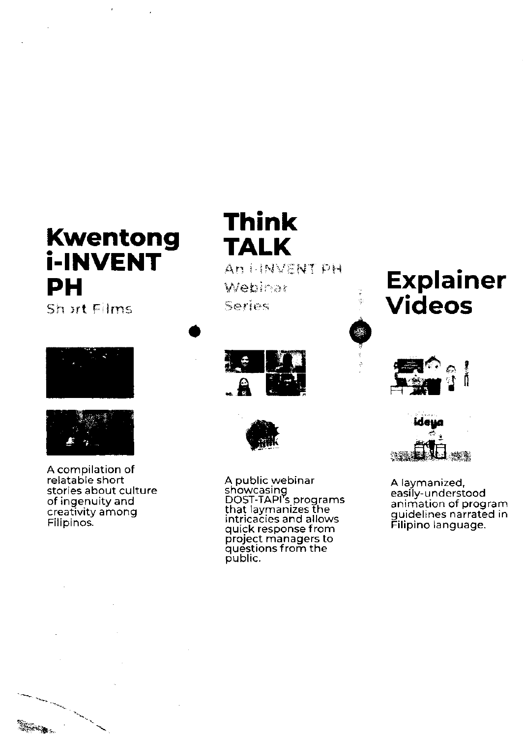## Kwentong i-INVENT PH

Short Films

A compilation of relatable short stories about culture of ingenuity and creativity among Filipinos.

## Think TALK

An i-INVENT PH Webinar Series

A public webinar showcasing DOST-TAPI's programs that laymanizes the intricacies and allows quick response from project managers to questions from the public.

## Explainer Videos

A laymanized, easily-understood animation of program guidelines narrated in Filipino language.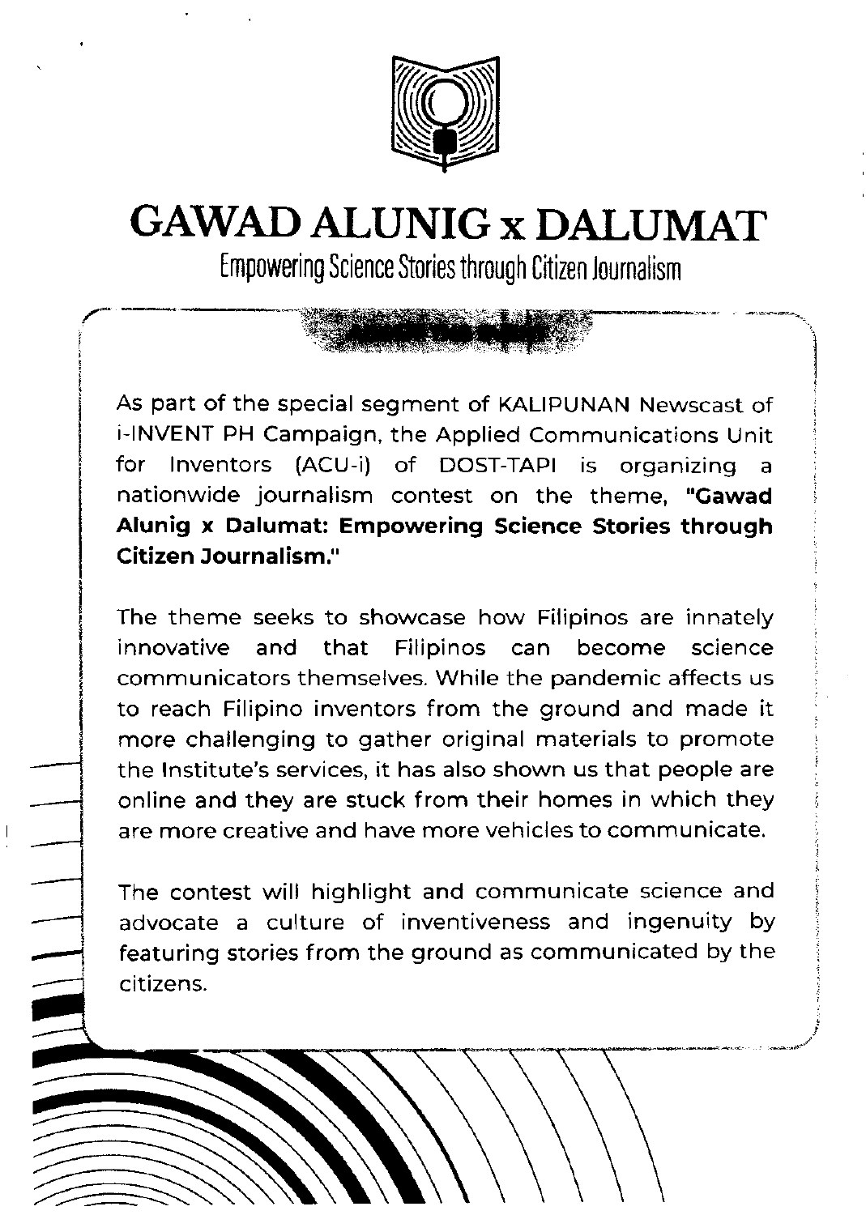# GAWAD ALUNIG x DALUMAT

Empowering Science Stories through Citizen Journalism

As part of the special segment of KALIPUNAN Newscast of i-INVENT PH Campaign, the Applied Communications Unit for Inventors (ACU-i) of DOST-TAPI is organizing a nationwide journalism contest on the theme, **"Gawad Alunig x Dalumat: Empowering Science Stories through Citizen Journalism."**

The theme seeks to showcase how Filipinos are innately innovative and that Filipinos can become science communicators themselves. While the pandemic affects us to reach Filipino inventors from the ground and made it more challenging to gather original materials to promote the Institute's services, it has also shown us that people are online and they are stuck from their homes in which they are more creative and have more vehicles to communicate.

The contest will highlight and communicate science and advocate a culture of inventiveness and ingenuity by featuring stories from the ground as communicated by the citizens.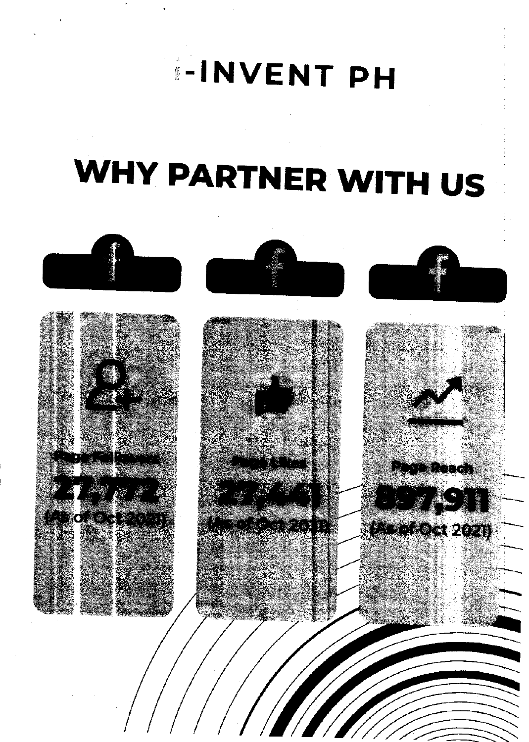# I-INVENT PH

## WHY PARTNER WITH US

**Page Followers**
**27,772**
(As of Oct 2021)

**Page Likes**
**27,441**
(As of Oct 2021)

**Page Reach**
**897,911**
(As of Oct 2021)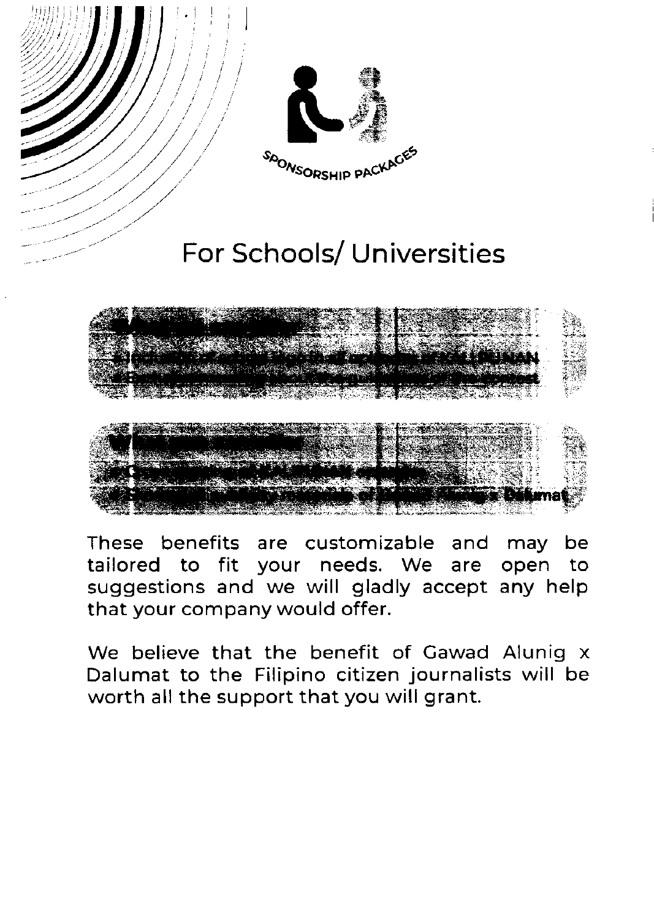SPONSORSHIP PACKAGES

# For Schools/ Universities

These benefits are customizable and may be tailored to fit your needs. We are open to suggestions and we will gladly accept any help that your company would offer.

We believe that the benefit of Gawad Alunig x Dalumat to the Filipino citizen journalists will be worth all the support that you will grant.